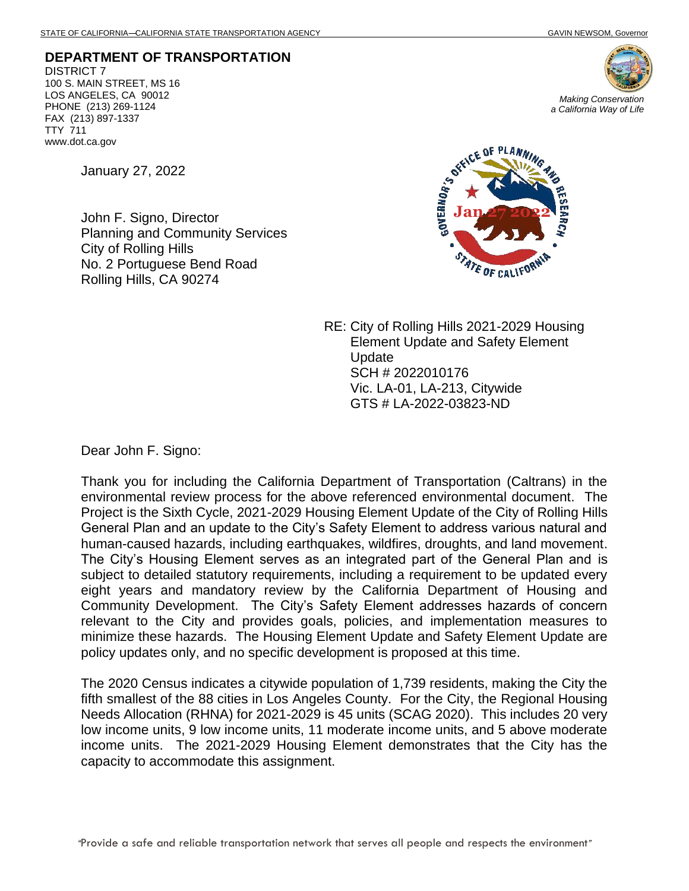STATE OF CALIFORNIA—CALIFORNIA STATE TRANSPORTATION AGENCY GAVIN NEWSOM, Governor

**DEPARTMENT OF TRANSPORTATION**
DISTRICT 7
100 S. MAIN STREET, MS 16
LOS ANGELES, CA 90012
PHONE (213) 269-1124
FAX (213) 897-1337
TTY 711
www.dot.ca.gov

*Making Conservation a California Way of Life*

January 27, 2022

John F. Signo, Director
Planning and Community Services
City of Rolling Hills
No. 2 Portuguese Bend Road
Rolling Hills, CA 90274

RE: City of Rolling Hills 2021-2029 Housing Element Update and Safety Element Update
SCH # 2022010176
Vic. LA-01, LA-213, Citywide
GTS # LA-2022-03823-ND

Dear John F. Signo:

Thank you for including the California Department of Transportation (Caltrans) in the environmental review process for the above referenced environmental document. The Project is the Sixth Cycle, 2021-2029 Housing Element Update of the City of Rolling Hills General Plan and an update to the City's Safety Element to address various natural and human-caused hazards, including earthquakes, wildfires, droughts, and land movement. The City's Housing Element serves as an integrated part of the General Plan and is subject to detailed statutory requirements, including a requirement to be updated every eight years and mandatory review by the California Department of Housing and Community Development. The City's Safety Element addresses hazards of concern relevant to the City and provides goals, policies, and implementation measures to minimize these hazards. The Housing Element Update and Safety Element Update are policy updates only, and no specific development is proposed at this time.

The 2020 Census indicates a citywide population of 1,739 residents, making the City the fifth smallest of the 88 cities in Los Angeles County. For the City, the Regional Housing Needs Allocation (RHNA) for 2021-2029 is 45 units (SCAG 2020). This includes 20 very low income units, 9 low income units, 11 moderate income units, and 5 above moderate income units. The 2021-2029 Housing Element demonstrates that the City has the capacity to accommodate this assignment.

"Provide a safe and reliable transportation network that serves all people and respects the environment"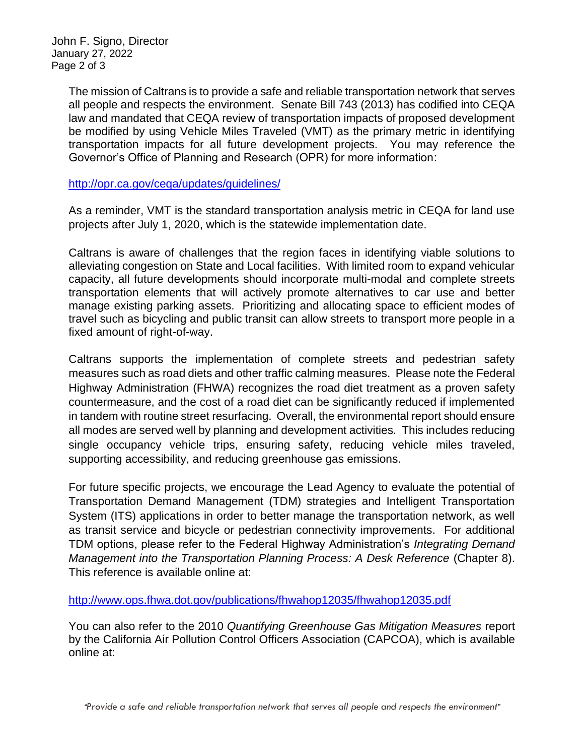The mission of Caltrans is to provide a safe and reliable transportation network that serves all people and respects the environment. Senate Bill 743 (2013) has codified into CEQA law and mandated that CEQA review of transportation impacts of proposed development be modified by using Vehicle Miles Traveled (VMT) as the primary metric in identifying transportation impacts for all future development projects. You may reference the Governor's Office of Planning and Research (OPR) for more information:

http://opr.ca.gov/ceqa/updates/guidelines/

As a reminder, VMT is the standard transportation analysis metric in CEQA for land use projects after July 1, 2020, which is the statewide implementation date.

Caltrans is aware of challenges that the region faces in identifying viable solutions to alleviating congestion on State and Local facilities. With limited room to expand vehicular capacity, all future developments should incorporate multi-modal and complete streets transportation elements that will actively promote alternatives to car use and better manage existing parking assets. Prioritizing and allocating space to efficient modes of travel such as bicycling and public transit can allow streets to transport more people in a fixed amount of right-of-way.

Caltrans supports the implementation of complete streets and pedestrian safety measures such as road diets and other traffic calming measures. Please note the Federal Highway Administration (FHWA) recognizes the road diet treatment as a proven safety countermeasure, and the cost of a road diet can be significantly reduced if implemented in tandem with routine street resurfacing. Overall, the environmental report should ensure all modes are served well by planning and development activities. This includes reducing single occupancy vehicle trips, ensuring safety, reducing vehicle miles traveled, supporting accessibility, and reducing greenhouse gas emissions.

For future specific projects, we encourage the Lead Agency to evaluate the potential of Transportation Demand Management (TDM) strategies and Intelligent Transportation System (ITS) applications in order to better manage the transportation network, as well as transit service and bicycle or pedestrian connectivity improvements. For additional TDM options, please refer to the Federal Highway Administration's *Integrating Demand Management into the Transportation Planning Process: A Desk Reference* (Chapter 8). This reference is available online at:

http://www.ops.fhwa.dot.gov/publications/fhwahop12035/fhwahop12035.pdf

You can also refer to the 2010 *Quantifying Greenhouse Gas Mitigation Measures* report by the California Air Pollution Control Officers Association (CAPCOA), which is available online at: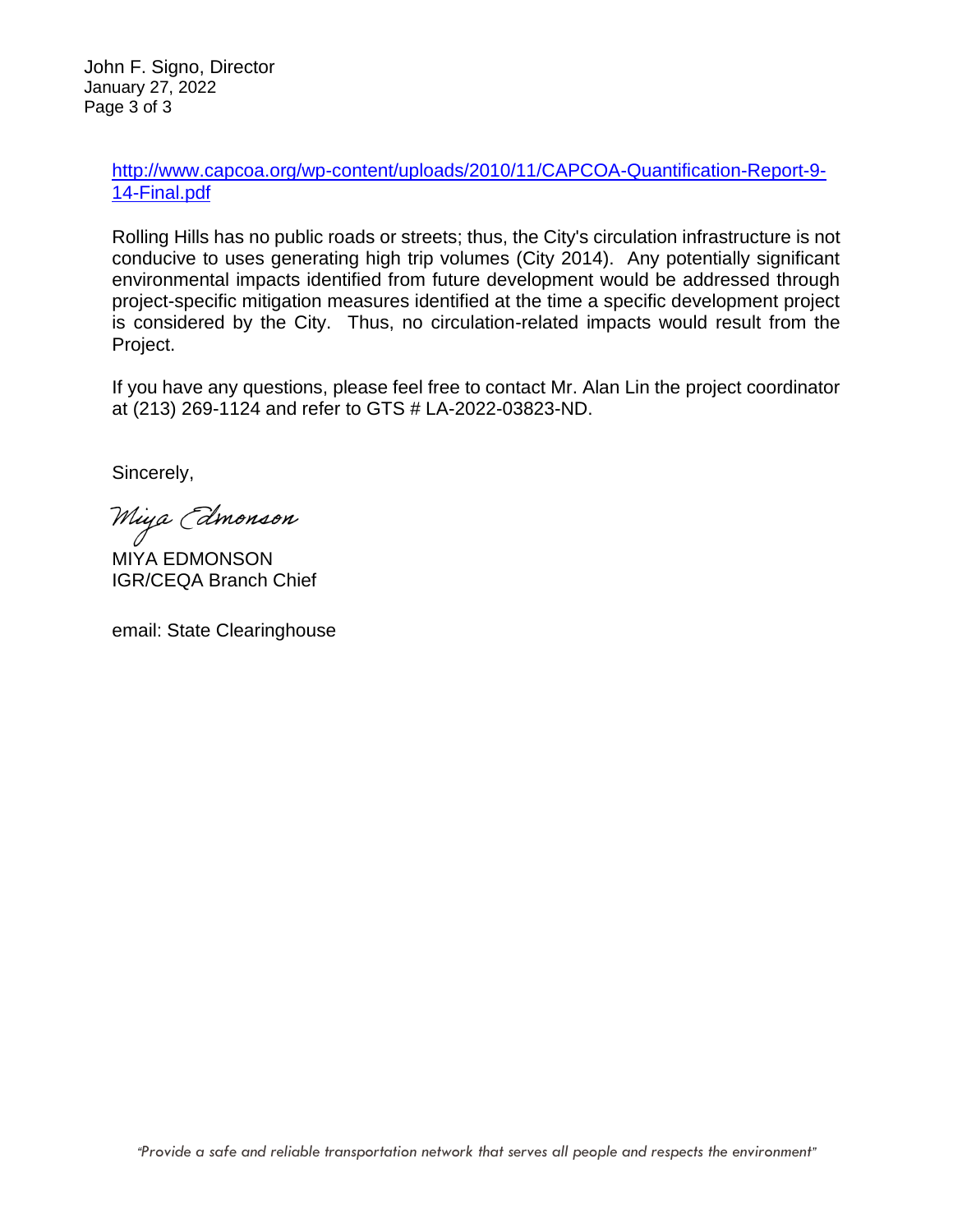http://www.capcoa.org/wp-content/uploads/2010/11/CAPCOA-Quantification-Report-9-14-Final.pdf

Rolling Hills has no public roads or streets; thus, the City's circulation infrastructure is not conducive to uses generating high trip volumes (City 2014). Any potentially significant environmental impacts identified from future development would be addressed through project-specific mitigation measures identified at the time a specific development project is considered by the City. Thus, no circulation-related impacts would result from the Project.

If you have any questions, please feel free to contact Mr. Alan Lin the project coordinator at (213) 269-1124 and refer to GTS # LA-2022-03823-ND.

Sincerely,

*Miya Edmonson*

MIYA EDMONSON
IGR/CEQA Branch Chief

email: State Clearinghouse

*"Provide a safe and reliable transportation network that serves all people and respects the environment"*